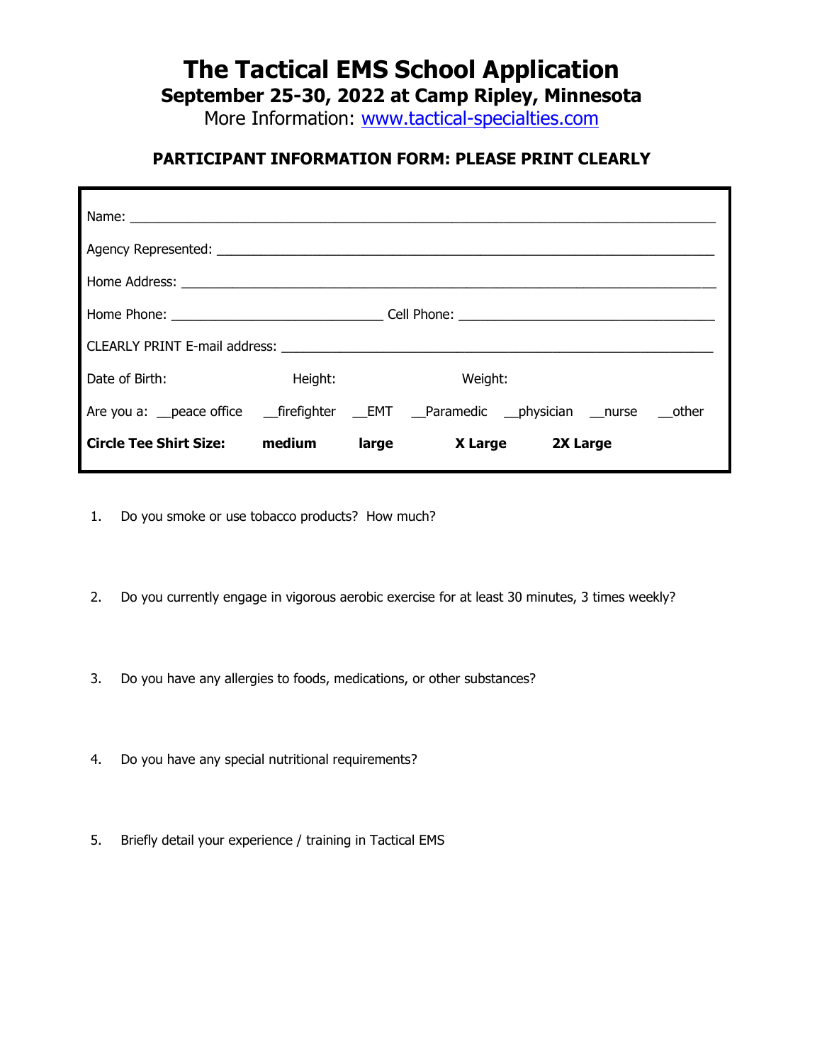# The Tactical EMS School Application

## September 25-30, 2022 at Camp Ripley, Minnesota

More Information: [www.tactical-specialties.com](www.tactical-specialties.com)

### PARTICIPANT INFORMATION FORM: PLEASE PRINT CLEARLY

Name: ______________________________________________________________________________

Agency Represented: _________________________________________________________________

Home Address: ______________________________________________________________________

Home Phone: ____________________________ Cell Phone: ___________________________________

CLEARLY PRINT E-mail address: _______________________________________________________

Date of Birth: Height: Weight:

Are you a: __peace office __firefighter __EMT __Paramedic __physician __nurse __other

**Circle Tee Shirt Size:** **medium** **large** **X Large** **2X Large**

1. Do you smoke or use tobacco products? How much?

2. Do you currently engage in vigorous aerobic exercise for at least 30 minutes, 3 times weekly?

3. Do you have any allergies to foods, medications, or other substances?

4. Do you have any special nutritional requirements?

5. Briefly detail your experience / training in Tactical EMS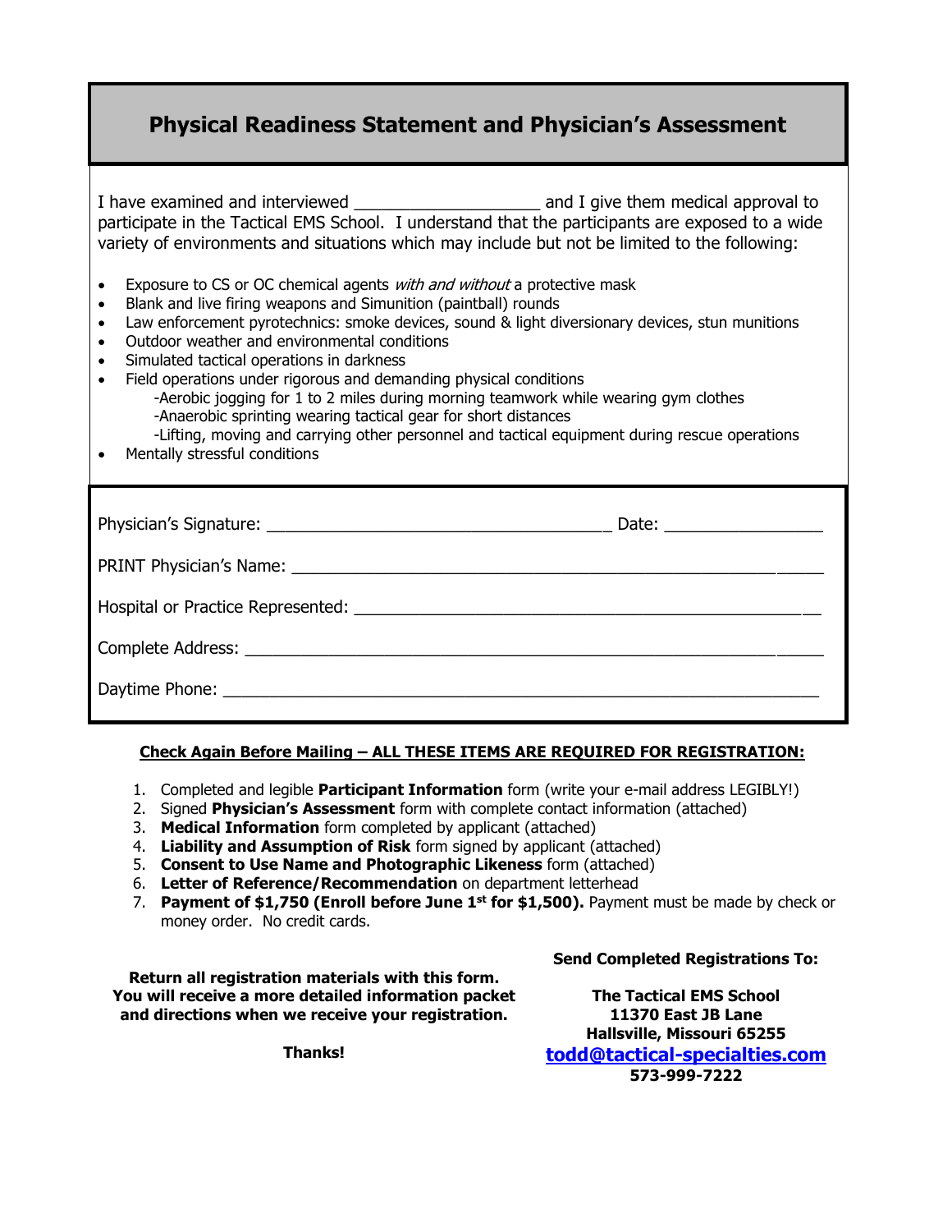## Physical Readiness Statement and Physician's Assessment

I have examined and interviewed ____________________ and I give them medical approval to participate in the Tactical EMS School. I understand that the participants are exposed to a wide variety of environments and situations which may include but not be limited to the following:

- Exposure to CS or OC chemical agents *with and without* a protective mask
- Blank and live firing weapons and Simunition (paintball) rounds
- Law enforcement pyrotechnics: smoke devices, sound & light diversionary devices, stun munitions
- Outdoor weather and environmental conditions
- Simulated tactical operations in darkness
- Field operations under rigorous and demanding physical conditions
  - -Aerobic jogging for 1 to 2 miles during morning teamwork while wearing gym clothes
  - -Anaerobic sprinting wearing tactical gear for short distances
  - -Lifting, moving and carrying other personnel and tactical equipment during rescue operations
- Mentally stressful conditions

Physician's Signature: ____________________________________ Date: _________________

PRINT Physician's Name: ________________________________________________________

Hospital or Practice Represented: ___________________________________________________

Complete Address: _____________________________________________________________

Daytime Phone: _______________________________________________________________

**Check Again Before Mailing – ALL THESE ITEMS ARE REQUIRED FOR REGISTRATION:**

1. Completed and legible **Participant Information** form (write your e-mail address LEGIBLY!)
2. Signed **Physician's Assessment** form with complete contact information (attached)
3. **Medical Information** form completed by applicant (attached)
4. **Liability and Assumption of Risk** form signed by applicant (attached)
5. **Consent to Use Name and Photographic Likeness** form (attached)
6. **Letter of Reference/Recommendation** on department letterhead
7. **Payment of $1,750 (Enroll before June 1st for $1,500).** Payment must be made by check or money order. No credit cards.

**Return all registration materials with this form. You will receive a more detailed information packet and directions when we receive your registration.**

**Thanks!**

**Send Completed Registrations To:**

**The Tactical EMS School**
**11370 East JB Lane**
**Hallsville, Missouri 65255**
**todd@tactical-specialties.com**
**573-999-7222**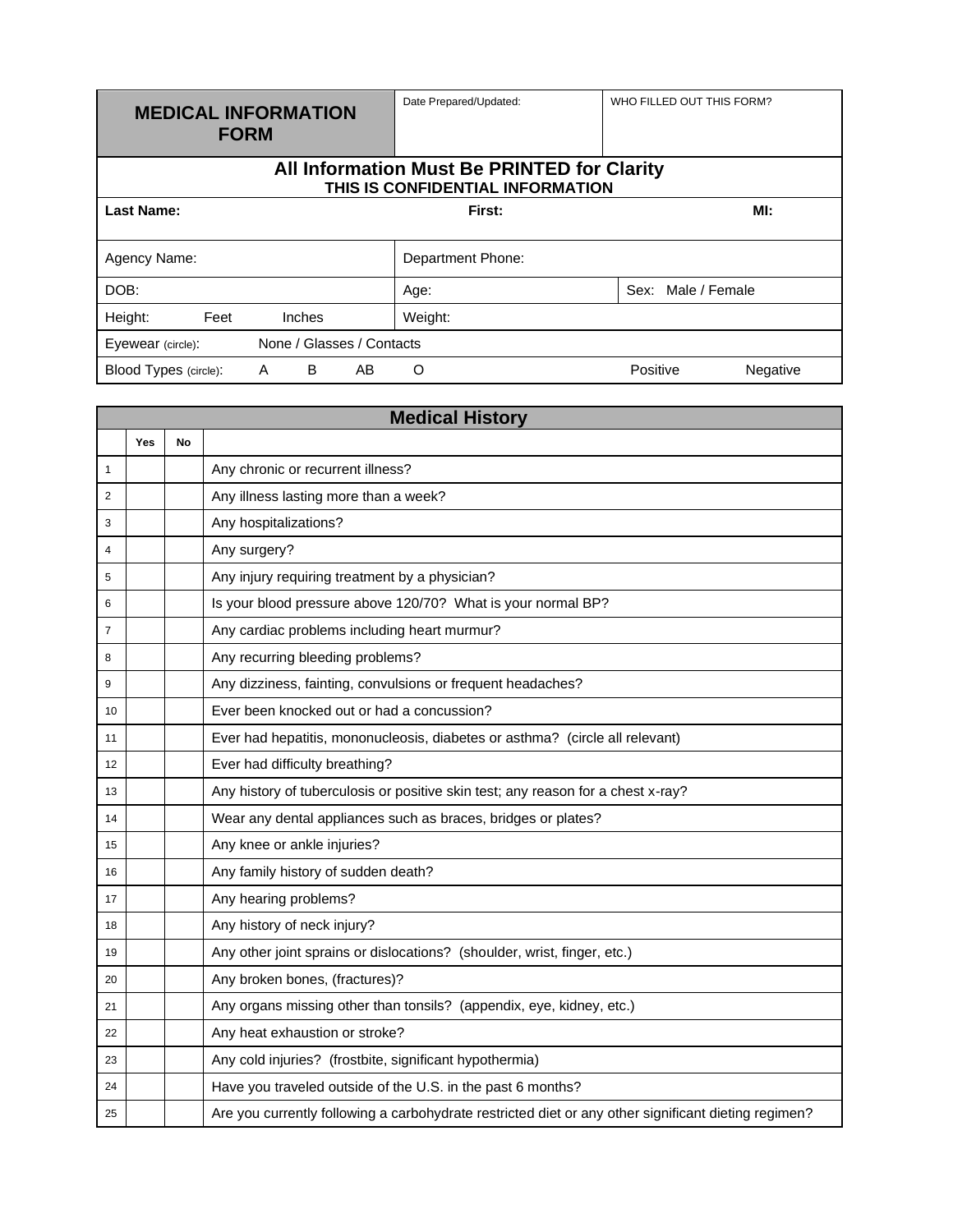| **MEDICAL INFORMATION FORM** | Date Prepared/Updated: | WHO FILLED OUT THIS FORM? |
|---|---|---|

**All Information Must Be PRINTED for Clarity**
**THIS IS CONFIDENTIAL INFORMATION**

| **Last Name:** | **First:** | **MI:** |
|---|---|---|
| Agency Name: | Department Phone: | |
| DOB: | Age: | Sex: Male / Female |
| Height: Feet Inches | Weight: | |
| Eyewear (circle): None / Glasses / Contacts | | |
| Blood Types (circle): A B AB O | | Positive Negative |

## Medical History

| | Yes | No | |
|---|---|---|---|
| 1 | | | Any chronic or recurrent illness? |
| 2 | | | Any illness lasting more than a week? |
| 3 | | | Any hospitalizations? |
| 4 | | | Any surgery? |
| 5 | | | Any injury requiring treatment by a physician? |
| 6 | | | Is your blood pressure above 120/70? What is your normal BP? |
| 7 | | | Any cardiac problems including heart murmur? |
| 8 | | | Any recurring bleeding problems? |
| 9 | | | Any dizziness, fainting, convulsions or frequent headaches? |
| 10 | | | Ever been knocked out or had a concussion? |
| 11 | | | Ever had hepatitis, mononucleosis, diabetes or asthma? (circle all relevant) |
| 12 | | | Ever had difficulty breathing? |
| 13 | | | Any history of tuberculosis or positive skin test; any reason for a chest x-ray? |
| 14 | | | Wear any dental appliances such as braces, bridges or plates? |
| 15 | | | Any knee or ankle injuries? |
| 16 | | | Any family history of sudden death? |
| 17 | | | Any hearing problems? |
| 18 | | | Any history of neck injury? |
| 19 | | | Any other joint sprains or dislocations? (shoulder, wrist, finger, etc.) |
| 20 | | | Any broken bones, (fractures)? |
| 21 | | | Any organs missing other than tonsils? (appendix, eye, kidney, etc.) |
| 22 | | | Any heat exhaustion or stroke? |
| 23 | | | Any cold injuries? (frostbite, significant hypothermia) |
| 24 | | | Have you traveled outside of the U.S. in the past 6 months? |
| 25 | | | Are you currently following a carbohydrate restricted diet or any other significant dieting regimen? |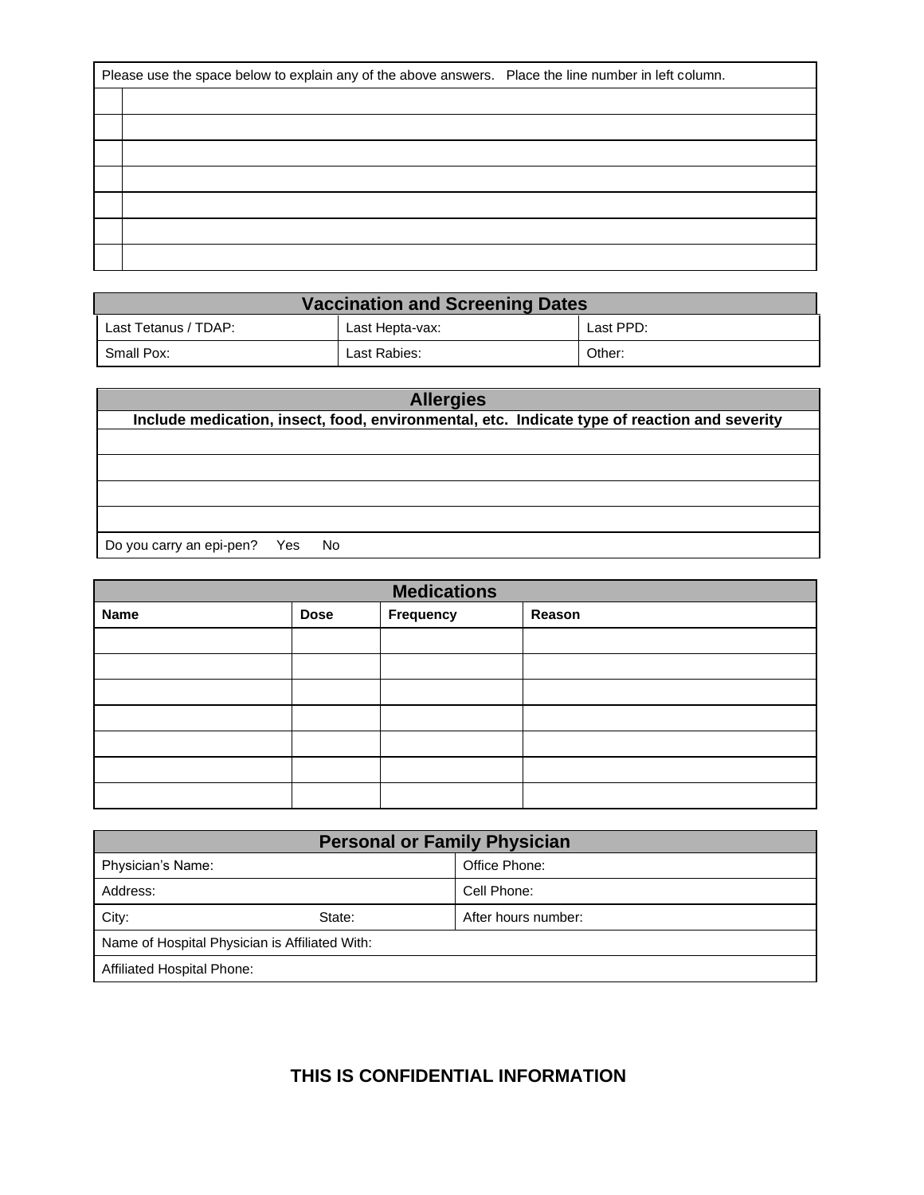| Please use the space below to explain any of the above answers. Place the line number in left column. | |
|---|---|
| | |
| | |
| | |
| | |
| | |
| | |
| | |

## Vaccination and Screening Dates

| Last Tetanus / TDAP: | Last Hepta-vax: | Last PPD: |
|---|---|---|
| Small Pox: | Last Rabies: | Other: |

## Allergies

| Include medication, insect, food, environmental, etc. Indicate type of reaction and severity |
|---|
| |
| |
| |
| |
| Do you carry an epi-pen? Yes No |

## Medications

| Name | Dose | Frequency | Reason |
|---|---|---|---|
| | | | |
| | | | |
| | | | |
| | | | |
| | | | |
| | | | |
| | | | |

## Personal or Family Physician

| Physician's Name: | | Office Phone: |
|---|---|---|
| Address: | | Cell Phone: |
| City: | State: | After hours number: |
| Name of Hospital Physician is Affiliated With: | | |
| Affiliated Hospital Phone: | | |

**THIS IS CONFIDENTIAL INFORMATION**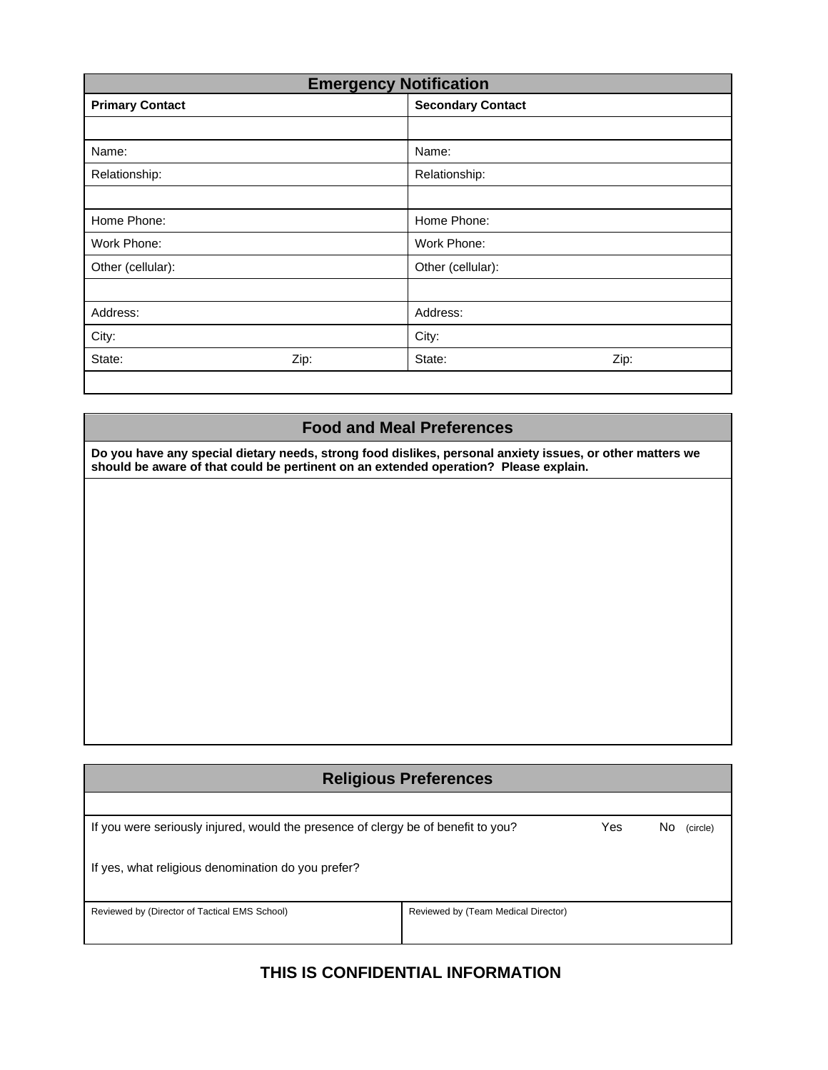## Emergency Notification

| Primary Contact | | Secondary Contact | |
|---|---|---|---|
| | | | |
| Name: | | Name: | |
| Relationship: | | Relationship: | |
| | | | |
| Home Phone: | | Home Phone: | |
| Work Phone: | | Work Phone: | |
| Other (cellular): | | Other (cellular): | |
| | | | |
| Address: | | Address: | |
| City: | | City: | |
| State: | Zip: | State: | Zip: |

## Food and Meal Preferences

**Do you have any special dietary needs, strong food dislikes, personal anxiety issues, or other matters we should be aware of that could be pertinent on an extended operation? Please explain.**

## Religious Preferences

If you were seriously injured, would the presence of clergy be of benefit to you? Yes No (circle)

If yes, what religious denomination do you prefer?

| Reviewed by (Director of Tactical EMS School) | Reviewed by (Team Medical Director) |
|---|---|
| | |

**THIS IS CONFIDENTIAL INFORMATION**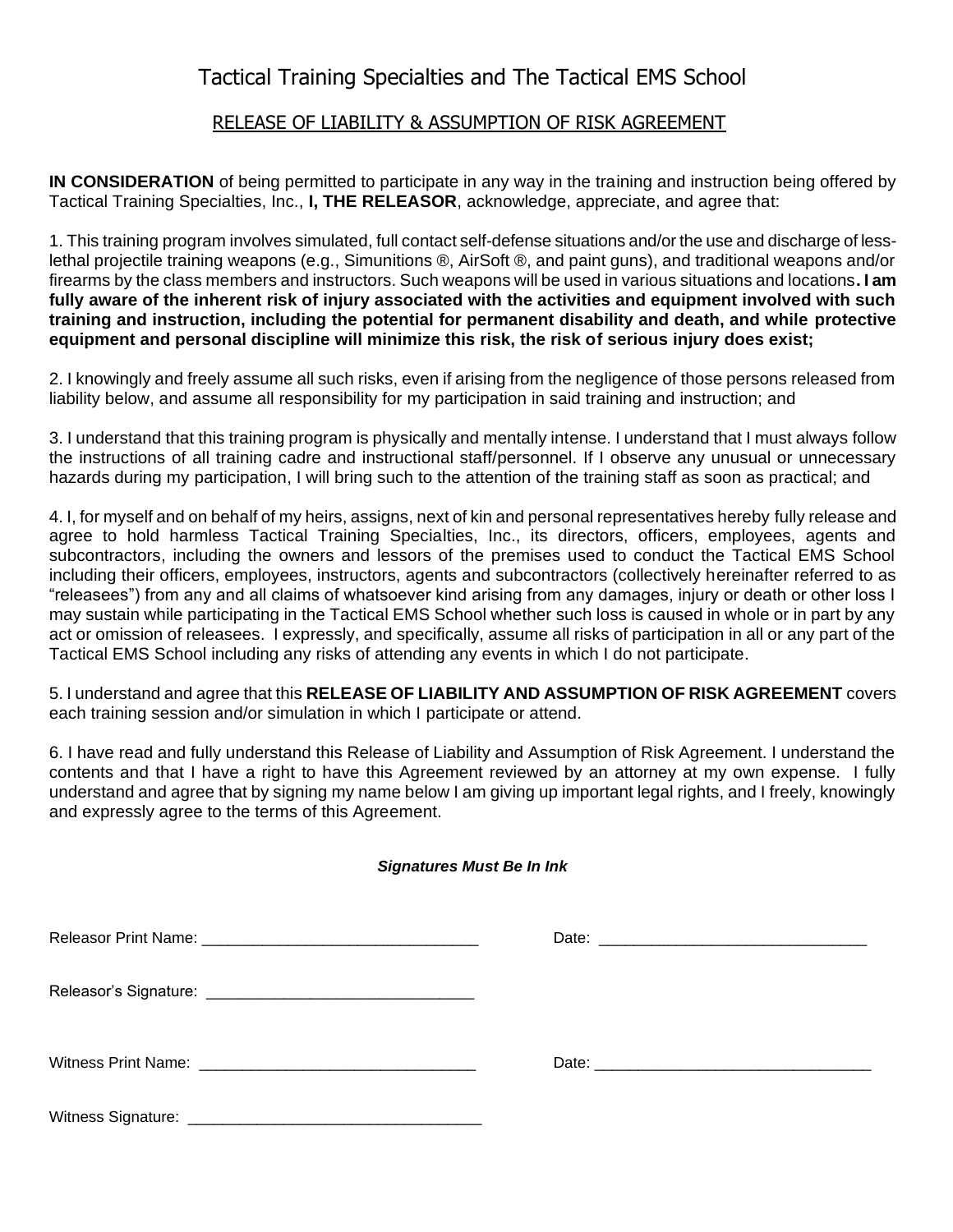# Tactical Training Specialties and The Tactical EMS School

## RELEASE OF LIABILITY & ASSUMPTION OF RISK AGREEMENT

**IN CONSIDERATION** of being permitted to participate in any way in the training and instruction being offered by Tactical Training Specialties, Inc., **I, THE RELEASOR**, acknowledge, appreciate, and agree that:

1. This training program involves simulated, full contact self-defense situations and/or the use and discharge of less-lethal projectile training weapons (e.g., Simunitions ®, AirSoft ®, and paint guns), and traditional weapons and/or firearms by the class members and instructors. Such weapons will be used in various situations and locations**. I am fully aware of the inherent risk of injury associated with the activities and equipment involved with such training and instruction, including the potential for permanent disability and death, and while protective equipment and personal discipline will minimize this risk, the risk of serious injury does exist;**

2. I knowingly and freely assume all such risks, even if arising from the negligence of those persons released from liability below, and assume all responsibility for my participation in said training and instruction; and

3. I understand that this training program is physically and mentally intense. I understand that I must always follow the instructions of all training cadre and instructional staff/personnel. If I observe any unusual or unnecessary hazards during my participation, I will bring such to the attention of the training staff as soon as practical; and

4. I, for myself and on behalf of my heirs, assigns, next of kin and personal representatives hereby fully release and agree to hold harmless Tactical Training Specialties, Inc., its directors, officers, employees, agents and subcontractors, including the owners and lessors of the premises used to conduct the Tactical EMS School including their officers, employees, instructors, agents and subcontractors (collectively hereinafter referred to as "releasees") from any and all claims of whatsoever kind arising from any damages, injury or death or other loss I may sustain while participating in the Tactical EMS School whether such loss is caused in whole or in part by any act or omission of releasees. I expressly, and specifically, assume all risks of participation in all or any part of the Tactical EMS School including any risks of attending any events in which I do not participate.

5. I understand and agree that this **RELEASE OF LIABILITY AND ASSUMPTION OF RISK AGREEMENT** covers each training session and/or simulation in which I participate or attend.

6. I have read and fully understand this Release of Liability and Assumption of Risk Agreement. I understand the contents and that I have a right to have this Agreement reviewed by an attorney at my own expense. I fully understand and agree that by signing my name below I am giving up important legal rights, and I freely, knowingly and expressly agree to the terms of this Agreement.

***Signatures Must Be In Ink***

Releasor Print Name: ________________________________ Date: ________________________________

Releasor's Signature: ________________________________

Witness Print Name: ________________________________ Date: ________________________________

Witness Signature: ________________________________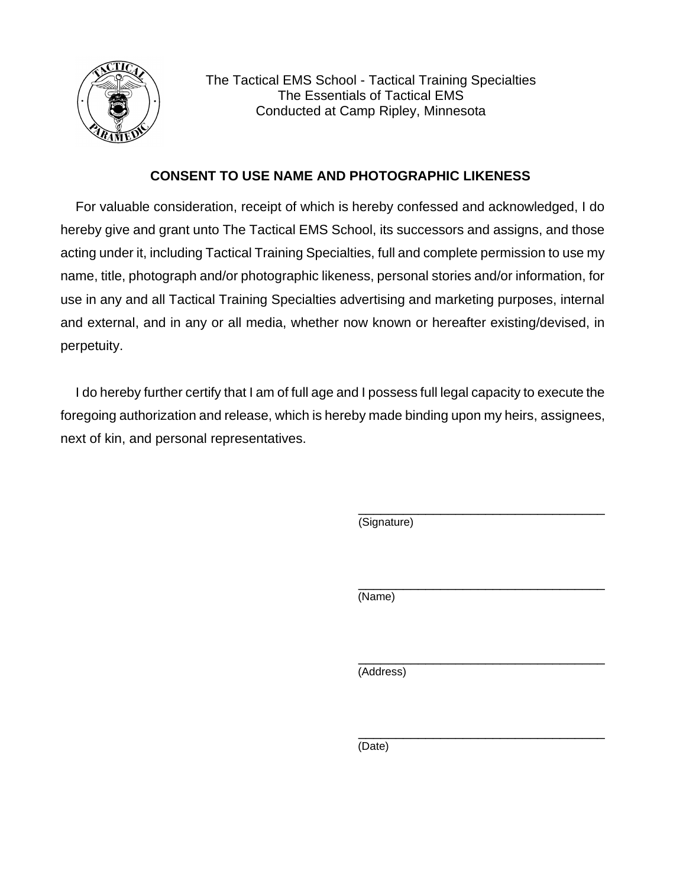The Tactical EMS School - Tactical Training Specialties
The Essentials of Tactical EMS
Conducted at Camp Ripley, Minnesota

## CONSENT TO USE NAME AND PHOTOGRAPHIC LIKENESS

For valuable consideration, receipt of which is hereby confessed and acknowledged, I do hereby give and grant unto The Tactical EMS School, its successors and assigns, and those acting under it, including Tactical Training Specialties, full and complete permission to use my name, title, photograph and/or photographic likeness, personal stories and/or information, for use in any and all Tactical Training Specialties advertising and marketing purposes, internal and external, and in any or all media, whether now known or hereafter existing/devised, in perpetuity.

I do hereby further certify that I am of full age and I possess full legal capacity to execute the foregoing authorization and release, which is hereby made binding upon my heirs, assignees, next of kin, and personal representatives.

___________________________________
(Signature)

___________________________________
(Name)

___________________________________
(Address)

___________________________________
(Date)